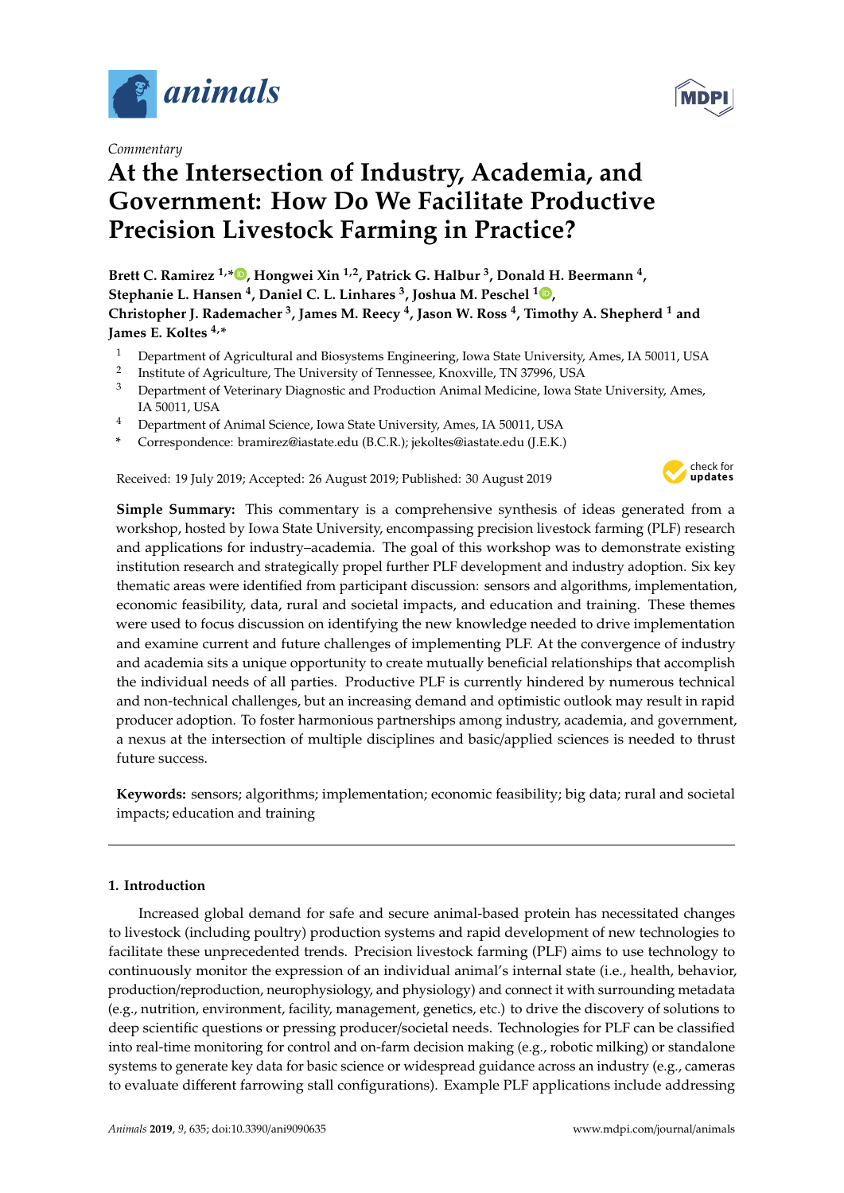*Commentary*

# At the Intersection of Industry, Academia, and Government: How Do We Facilitate Productive Precision Livestock Farming in Practice?

**Brett C. Ramirez [1,*], Hongwei Xin [1,2], Patrick G. Halbur [3], Donald H. Beermann [4], Stephanie L. Hansen [4], Daniel C. L. Linhares [3], Joshua M. Peschel [1], Christopher J. Rademacher [3], James M. Reecy [4], Jason W. Ross [4], Timothy A. Shepherd [1] and James E. Koltes [4,*]**

[1] Department of Agricultural and Biosystems Engineering, Iowa State University, Ames, IA 50011, USA
[2] Institute of Agriculture, The University of Tennessee, Knoxville, TN 37996, USA
[3] Department of Veterinary Diagnostic and Production Animal Medicine, Iowa State University, Ames, IA 50011, USA
[4] Department of Animal Science, Iowa State University, Ames, IA 50011, USA
[*] Correspondence: bramirez@iastate.edu (B.C.R.); jekoltes@iastate.edu (J.E.K.)

Received: 19 July 2019; Accepted: 26 August 2019; Published: 30 August 2019

**Simple Summary:** This commentary is a comprehensive synthesis of ideas generated from a workshop, hosted by Iowa State University, encompassing precision livestock farming (PLF) research and applications for industry–academia. The goal of this workshop was to demonstrate existing institution research and strategically propel further PLF development and industry adoption. Six key thematic areas were identified from participant discussion: sensors and algorithms, implementation, economic feasibility, data, rural and societal impacts, and education and training. These themes were used to focus discussion on identifying the new knowledge needed to drive implementation and examine current and future challenges of implementing PLF. At the convergence of industry and academia sits a unique opportunity to create mutually beneficial relationships that accomplish the individual needs of all parties. Productive PLF is currently hindered by numerous technical and non-technical challenges, but an increasing demand and optimistic outlook may result in rapid producer adoption. To foster harmonious partnerships among industry, academia, and government, a nexus at the intersection of multiple disciplines and basic/applied sciences is needed to thrust future success.

**Keywords:** sensors; algorithms; implementation; economic feasibility; big data; rural and societal impacts; education and training

## 1. Introduction

Increased global demand for safe and secure animal-based protein has necessitated changes to livestock (including poultry) production systems and rapid development of new technologies to facilitate these unprecedented trends. Precision livestock farming (PLF) aims to use technology to continuously monitor the expression of an individual animal's internal state (i.e., health, behavior, production/reproduction, neurophysiology, and physiology) and connect it with surrounding metadata (e.g., nutrition, environment, facility, management, genetics, etc.) to drive the discovery of solutions to deep scientific questions or pressing producer/societal needs. Technologies for PLF can be classified into real-time monitoring for control and on-farm decision making (e.g., robotic milking) or standalone systems to generate key data for basic science or widespread guidance across an industry (e.g., cameras to evaluate different farrowing stall configurations). Example PLF applications include addressing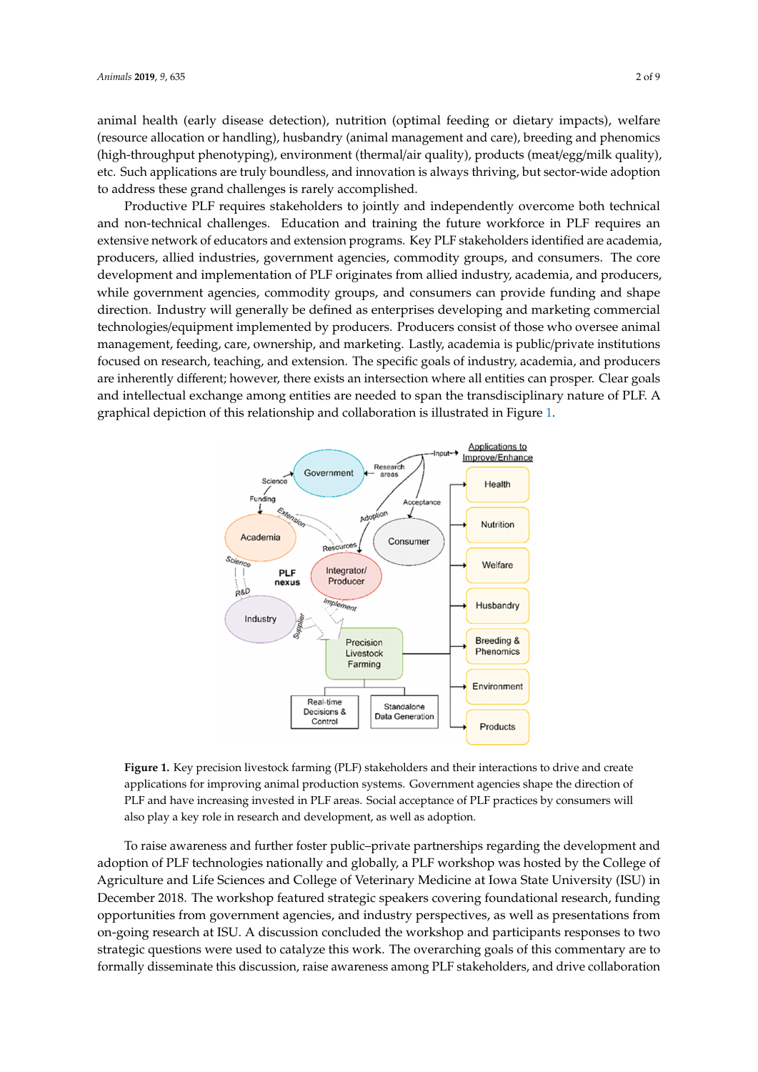animal health (early disease detection), nutrition (optimal feeding or dietary impacts), welfare (resource allocation or handling), husbandry (animal management and care), breeding and phenomics (high-throughput phenotyping), environment (thermal/air quality), products (meat/egg/milk quality), etc. Such applications are truly boundless, and innovation is always thriving, but sector-wide adoption to address these grand challenges is rarely accomplished.

Productive PLF requires stakeholders to jointly and independently overcome both technical and non-technical challenges. Education and training the future workforce in PLF requires an extensive network of educators and extension programs. Key PLF stakeholders identified are academia, producers, allied industries, government agencies, commodity groups, and consumers. The core development and implementation of PLF originates from allied industry, academia, and producers, while government agencies, commodity groups, and consumers can provide funding and shape direction. Industry will generally be defined as enterprises developing and marketing commercial technologies/equipment implemented by producers. Producers consist of those who oversee animal management, feeding, care, ownership, and marketing. Lastly, academia is public/private institutions focused on research, teaching, and extension. The specific goals of industry, academia, and producers are inherently different; however, there exists an intersection where all entities can prosper. Clear goals and intellectual exchange among entities are needed to span the transdisciplinary nature of PLF. A graphical depiction of this relationship and collaboration is illustrated in Figure 1.

**Figure 1.** Key precision livestock farming (PLF) stakeholders and their interactions to drive and create applications for improving animal production systems. Government agencies shape the direction of PLF and have increasing invested in PLF areas. Social acceptance of PLF practices by consumers will also play a key role in research and development, as well as adoption.

To raise awareness and further foster public–private partnerships regarding the development and adoption of PLF technologies nationally and globally, a PLF workshop was hosted by the College of Agriculture and Life Sciences and College of Veterinary Medicine at Iowa State University (ISU) in December 2018. The workshop featured strategic speakers covering foundational research, funding opportunities from government agencies, and industry perspectives, as well as presentations from on-going research at ISU. A discussion concluded the workshop and participants responses to two strategic questions were used to catalyze this work. The overarching goals of this commentary are to formally disseminate this discussion, raise awareness among PLF stakeholders, and drive collaboration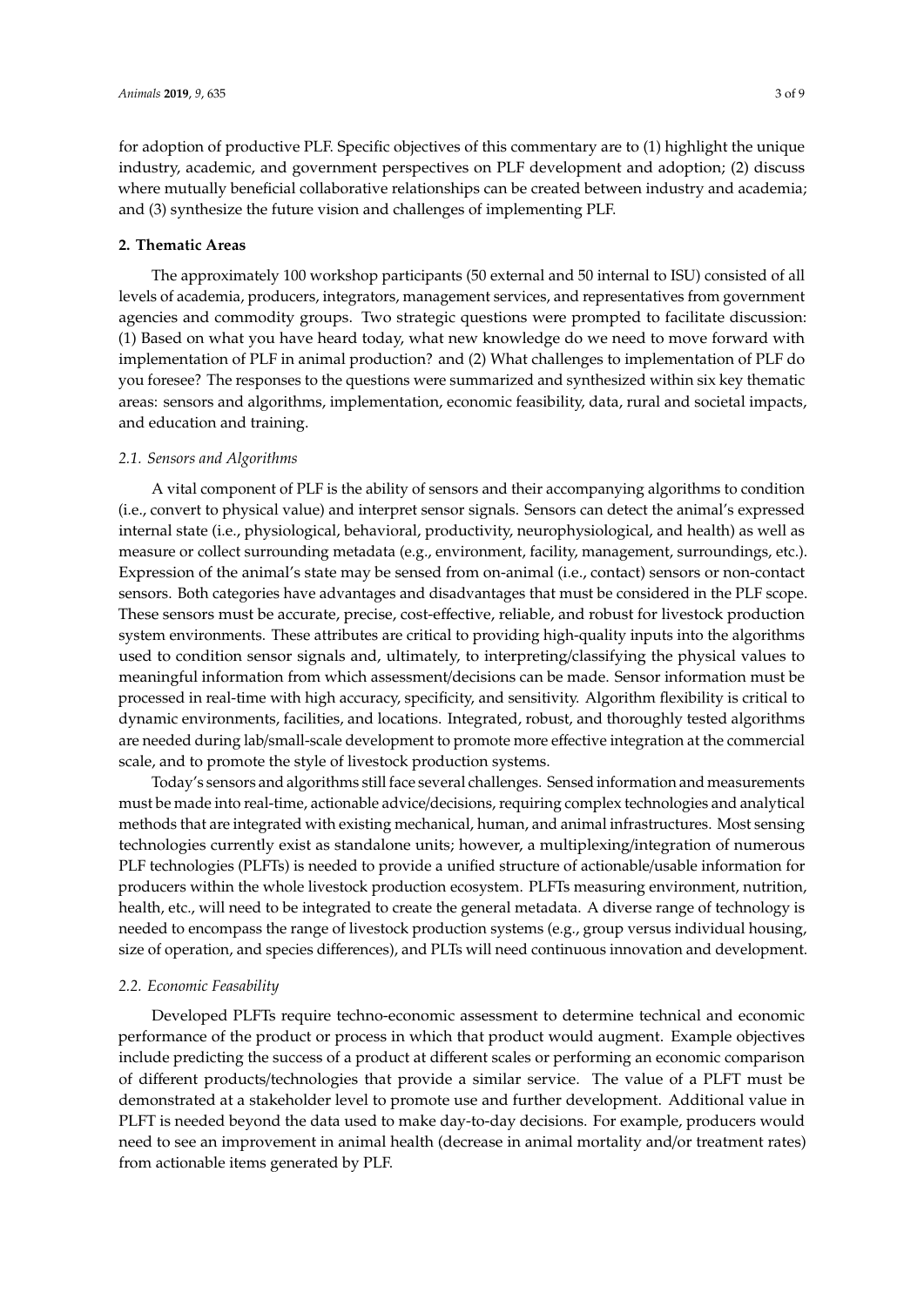for adoption of productive PLF. Specific objectives of this commentary are to (1) highlight the unique industry, academic, and government perspectives on PLF development and adoption; (2) discuss where mutually beneficial collaborative relationships can be created between industry and academia; and (3) synthesize the future vision and challenges of implementing PLF.

## 2. Thematic Areas

The approximately 100 workshop participants (50 external and 50 internal to ISU) consisted of all levels of academia, producers, integrators, management services, and representatives from government agencies and commodity groups. Two strategic questions were prompted to facilitate discussion: (1) Based on what you have heard today, what new knowledge do we need to move forward with implementation of PLF in animal production? and (2) What challenges to implementation of PLF do you foresee? The responses to the questions were summarized and synthesized within six key thematic areas: sensors and algorithms, implementation, economic feasibility, data, rural and societal impacts, and education and training.

### *2.1. Sensors and Algorithms*

A vital component of PLF is the ability of sensors and their accompanying algorithms to condition (i.e., convert to physical value) and interpret sensor signals. Sensors can detect the animal's expressed internal state (i.e., physiological, behavioral, productivity, neurophysiological, and health) as well as measure or collect surrounding metadata (e.g., environment, facility, management, surroundings, etc.). Expression of the animal's state may be sensed from on-animal (i.e., contact) sensors or non-contact sensors. Both categories have advantages and disadvantages that must be considered in the PLF scope. These sensors must be accurate, precise, cost-effective, reliable, and robust for livestock production system environments. These attributes are critical to providing high-quality inputs into the algorithms used to condition sensor signals and, ultimately, to interpreting/classifying the physical values to meaningful information from which assessment/decisions can be made. Sensor information must be processed in real-time with high accuracy, specificity, and sensitivity. Algorithm flexibility is critical to dynamic environments, facilities, and locations. Integrated, robust, and thoroughly tested algorithms are needed during lab/small-scale development to promote more effective integration at the commercial scale, and to promote the style of livestock production systems.

Today's sensors and algorithms still face several challenges. Sensed information and measurements must be made into real-time, actionable advice/decisions, requiring complex technologies and analytical methods that are integrated with existing mechanical, human, and animal infrastructures. Most sensing technologies currently exist as standalone units; however, a multiplexing/integration of numerous PLF technologies (PLFTs) is needed to provide a unified structure of actionable/usable information for producers within the whole livestock production ecosystem. PLFTs measuring environment, nutrition, health, etc., will need to be integrated to create the general metadata. A diverse range of technology is needed to encompass the range of livestock production systems (e.g., group versus individual housing, size of operation, and species differences), and PLTs will need continuous innovation and development.

### *2.2. Economic Feasability*

Developed PLFTs require techno-economic assessment to determine technical and economic performance of the product or process in which that product would augment. Example objectives include predicting the success of a product at different scales or performing an economic comparison of different products/technologies that provide a similar service. The value of a PLFT must be demonstrated at a stakeholder level to promote use and further development. Additional value in PLFT is needed beyond the data used to make day-to-day decisions. For example, producers would need to see an improvement in animal health (decrease in animal mortality and/or treatment rates) from actionable items generated by PLF.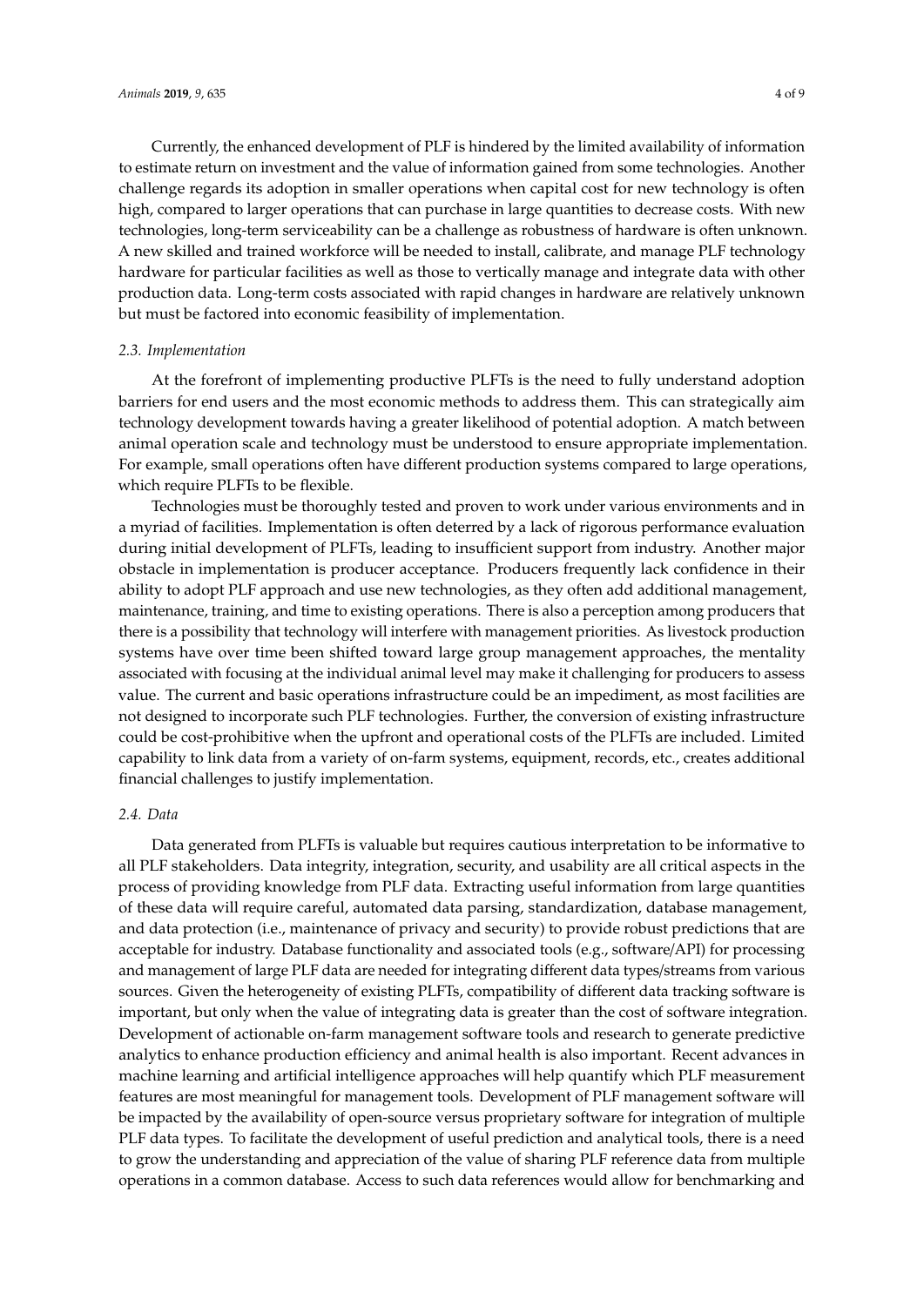Currently, the enhanced development of PLF is hindered by the limited availability of information to estimate return on investment and the value of information gained from some technologies. Another challenge regards its adoption in smaller operations when capital cost for new technology is often high, compared to larger operations that can purchase in large quantities to decrease costs. With new technologies, long-term serviceability can be a challenge as robustness of hardware is often unknown. A new skilled and trained workforce will be needed to install, calibrate, and manage PLF technology hardware for particular facilities as well as those to vertically manage and integrate data with other production data. Long-term costs associated with rapid changes in hardware are relatively unknown but must be factored into economic feasibility of implementation.

### 2.3. Implementation

At the forefront of implementing productive PLFTs is the need to fully understand adoption barriers for end users and the most economic methods to address them. This can strategically aim technology development towards having a greater likelihood of potential adoption. A match between animal operation scale and technology must be understood to ensure appropriate implementation. For example, small operations often have different production systems compared to large operations, which require PLFTs to be flexible.

Technologies must be thoroughly tested and proven to work under various environments and in a myriad of facilities. Implementation is often deterred by a lack of rigorous performance evaluation during initial development of PLFTs, leading to insufficient support from industry. Another major obstacle in implementation is producer acceptance. Producers frequently lack confidence in their ability to adopt PLF approach and use new technologies, as they often add additional management, maintenance, training, and time to existing operations. There is also a perception among producers that there is a possibility that technology will interfere with management priorities. As livestock production systems have over time been shifted toward large group management approaches, the mentality associated with focusing at the individual animal level may make it challenging for producers to assess value. The current and basic operations infrastructure could be an impediment, as most facilities are not designed to incorporate such PLF technologies. Further, the conversion of existing infrastructure could be cost-prohibitive when the upfront and operational costs of the PLFTs are included. Limited capability to link data from a variety of on-farm systems, equipment, records, etc., creates additional financial challenges to justify implementation.

### 2.4. Data

Data generated from PLFTs is valuable but requires cautious interpretation to be informative to all PLF stakeholders. Data integrity, integration, security, and usability are all critical aspects in the process of providing knowledge from PLF data. Extracting useful information from large quantities of these data will require careful, automated data parsing, standardization, database management, and data protection (i.e., maintenance of privacy and security) to provide robust predictions that are acceptable for industry. Database functionality and associated tools (e.g., software/API) for processing and management of large PLF data are needed for integrating different data types/streams from various sources. Given the heterogeneity of existing PLFTs, compatibility of different data tracking software is important, but only when the value of integrating data is greater than the cost of software integration. Development of actionable on-farm management software tools and research to generate predictive analytics to enhance production efficiency and animal health is also important. Recent advances in machine learning and artificial intelligence approaches will help quantify which PLF measurement features are most meaningful for management tools. Development of PLF management software will be impacted by the availability of open-source versus proprietary software for integration of multiple PLF data types. To facilitate the development of useful prediction and analytical tools, there is a need to grow the understanding and appreciation of the value of sharing PLF reference data from multiple operations in a common database. Access to such data references would allow for benchmarking and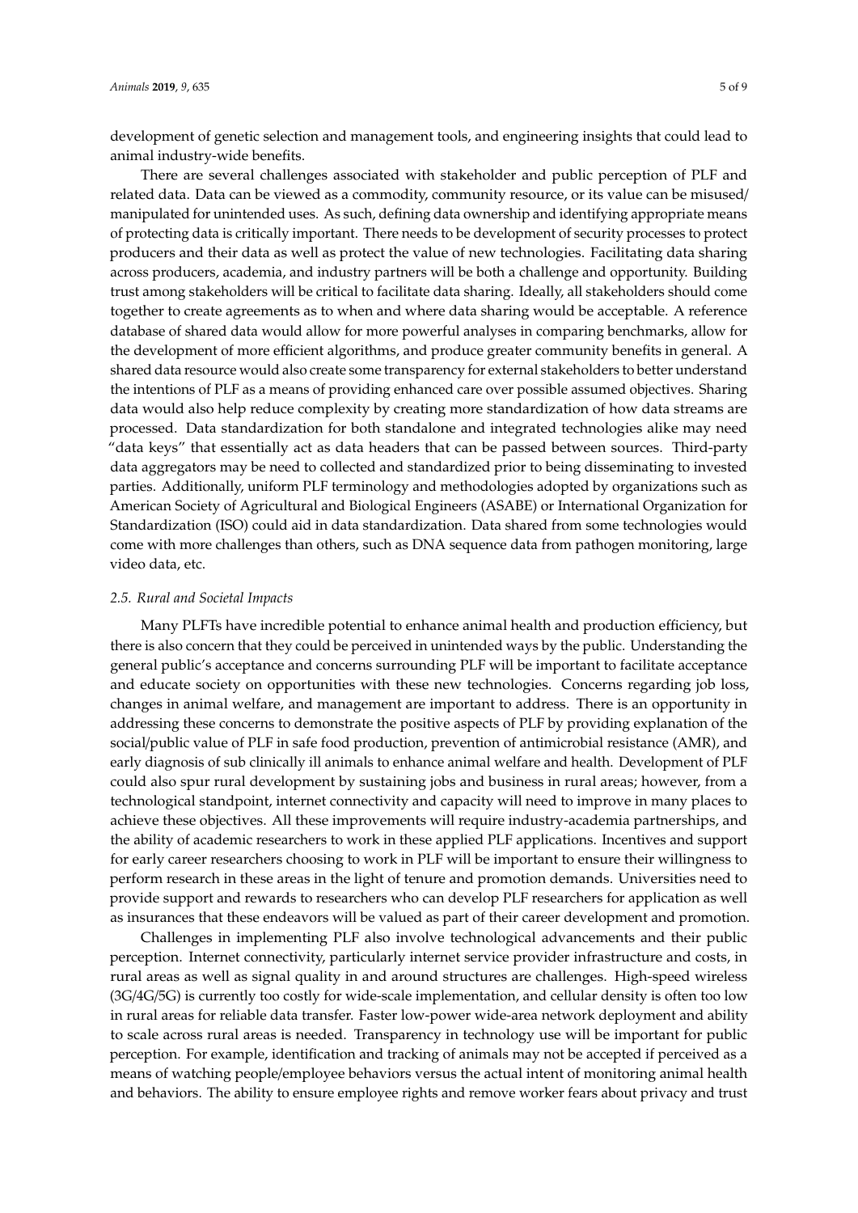development of genetic selection and management tools, and engineering insights that could lead to animal industry-wide benefits.

There are several challenges associated with stakeholder and public perception of PLF and related data. Data can be viewed as a commodity, community resource, or its value can be misused/manipulated for unintended uses. As such, defining data ownership and identifying appropriate means of protecting data is critically important. There needs to be development of security processes to protect producers and their data as well as protect the value of new technologies. Facilitating data sharing across producers, academia, and industry partners will be both a challenge and opportunity. Building trust among stakeholders will be critical to facilitate data sharing. Ideally, all stakeholders should come together to create agreements as to when and where data sharing would be acceptable. A reference database of shared data would allow for more powerful analyses in comparing benchmarks, allow for the development of more efficient algorithms, and produce greater community benefits in general. A shared data resource would also create some transparency for external stakeholders to better understand the intentions of PLF as a means of providing enhanced care over possible assumed objectives. Sharing data would also help reduce complexity by creating more standardization of how data streams are processed. Data standardization for both standalone and integrated technologies alike may need "data keys" that essentially act as data headers that can be passed between sources. Third-party data aggregators may be need to collected and standardized prior to being disseminating to invested parties. Additionally, uniform PLF terminology and methodologies adopted by organizations such as American Society of Agricultural and Biological Engineers (ASABE) or International Organization for Standardization (ISO) could aid in data standardization. Data shared from some technologies would come with more challenges than others, such as DNA sequence data from pathogen monitoring, large video data, etc.

### *2.5. Rural and Societal Impacts*

Many PLFTs have incredible potential to enhance animal health and production efficiency, but there is also concern that they could be perceived in unintended ways by the public. Understanding the general public's acceptance and concerns surrounding PLF will be important to facilitate acceptance and educate society on opportunities with these new technologies. Concerns regarding job loss, changes in animal welfare, and management are important to address. There is an opportunity in addressing these concerns to demonstrate the positive aspects of PLF by providing explanation of the social/public value of PLF in safe food production, prevention of antimicrobial resistance (AMR), and early diagnosis of sub clinically ill animals to enhance animal welfare and health. Development of PLF could also spur rural development by sustaining jobs and business in rural areas; however, from a technological standpoint, internet connectivity and capacity will need to improve in many places to achieve these objectives. All these improvements will require industry-academia partnerships, and the ability of academic researchers to work in these applied PLF applications. Incentives and support for early career researchers choosing to work in PLF will be important to ensure their willingness to perform research in these areas in the light of tenure and promotion demands. Universities need to provide support and rewards to researchers who can develop PLF researchers for application as well as insurances that these endeavors will be valued as part of their career development and promotion.

Challenges in implementing PLF also involve technological advancements and their public perception. Internet connectivity, particularly internet service provider infrastructure and costs, in rural areas as well as signal quality in and around structures are challenges. High-speed wireless (3G/4G/5G) is currently too costly for wide-scale implementation, and cellular density is often too low in rural areas for reliable data transfer. Faster low-power wide-area network deployment and ability to scale across rural areas is needed. Transparency in technology use will be important for public perception. For example, identification and tracking of animals may not be accepted if perceived as a means of watching people/employee behaviors versus the actual intent of monitoring animal health and behaviors. The ability to ensure employee rights and remove worker fears about privacy and trust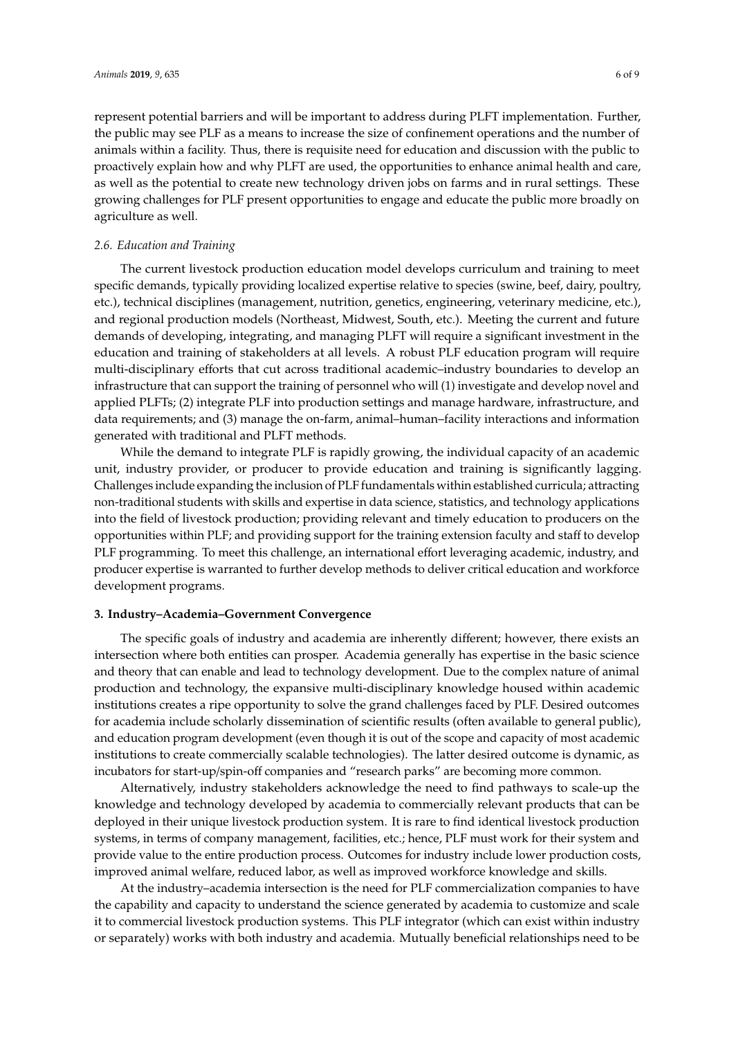represent potential barriers and will be important to address during PLFT implementation. Further, the public may see PLF as a means to increase the size of confinement operations and the number of animals within a facility. Thus, there is requisite need for education and discussion with the public to proactively explain how and why PLFT are used, the opportunities to enhance animal health and care, as well as the potential to create new technology driven jobs on farms and in rural settings. These growing challenges for PLF present opportunities to engage and educate the public more broadly on agriculture as well.

### *2.6. Education and Training*

The current livestock production education model develops curriculum and training to meet specific demands, typically providing localized expertise relative to species (swine, beef, dairy, poultry, etc.), technical disciplines (management, nutrition, genetics, engineering, veterinary medicine, etc.), and regional production models (Northeast, Midwest, South, etc.). Meeting the current and future demands of developing, integrating, and managing PLFT will require a significant investment in the education and training of stakeholders at all levels. A robust PLF education program will require multi-disciplinary efforts that cut across traditional academic–industry boundaries to develop an infrastructure that can support the training of personnel who will (1) investigate and develop novel and applied PLFTs; (2) integrate PLF into production settings and manage hardware, infrastructure, and data requirements; and (3) manage the on-farm, animal–human–facility interactions and information generated with traditional and PLFT methods.

While the demand to integrate PLF is rapidly growing, the individual capacity of an academic unit, industry provider, or producer to provide education and training is significantly lagging. Challenges include expanding the inclusion of PLF fundamentals within established curricula; attracting non-traditional students with skills and expertise in data science, statistics, and technology applications into the field of livestock production; providing relevant and timely education to producers on the opportunities within PLF; and providing support for the training extension faculty and staff to develop PLF programming. To meet this challenge, an international effort leveraging academic, industry, and producer expertise is warranted to further develop methods to deliver critical education and workforce development programs.

## 3. Industry–Academia–Government Convergence

The specific goals of industry and academia are inherently different; however, there exists an intersection where both entities can prosper. Academia generally has expertise in the basic science and theory that can enable and lead to technology development. Due to the complex nature of animal production and technology, the expansive multi-disciplinary knowledge housed within academic institutions creates a ripe opportunity to solve the grand challenges faced by PLF. Desired outcomes for academia include scholarly dissemination of scientific results (often available to general public), and education program development (even though it is out of the scope and capacity of most academic institutions to create commercially scalable technologies). The latter desired outcome is dynamic, as incubators for start-up/spin-off companies and "research parks" are becoming more common.

Alternatively, industry stakeholders acknowledge the need to find pathways to scale-up the knowledge and technology developed by academia to commercially relevant products that can be deployed in their unique livestock production system. It is rare to find identical livestock production systems, in terms of company management, facilities, etc.; hence, PLF must work for their system and provide value to the entire production process. Outcomes for industry include lower production costs, improved animal welfare, reduced labor, as well as improved workforce knowledge and skills.

At the industry–academia intersection is the need for PLF commercialization companies to have the capability and capacity to understand the science generated by academia to customize and scale it to commercial livestock production systems. This PLF integrator (which can exist within industry or separately) works with both industry and academia. Mutually beneficial relationships need to be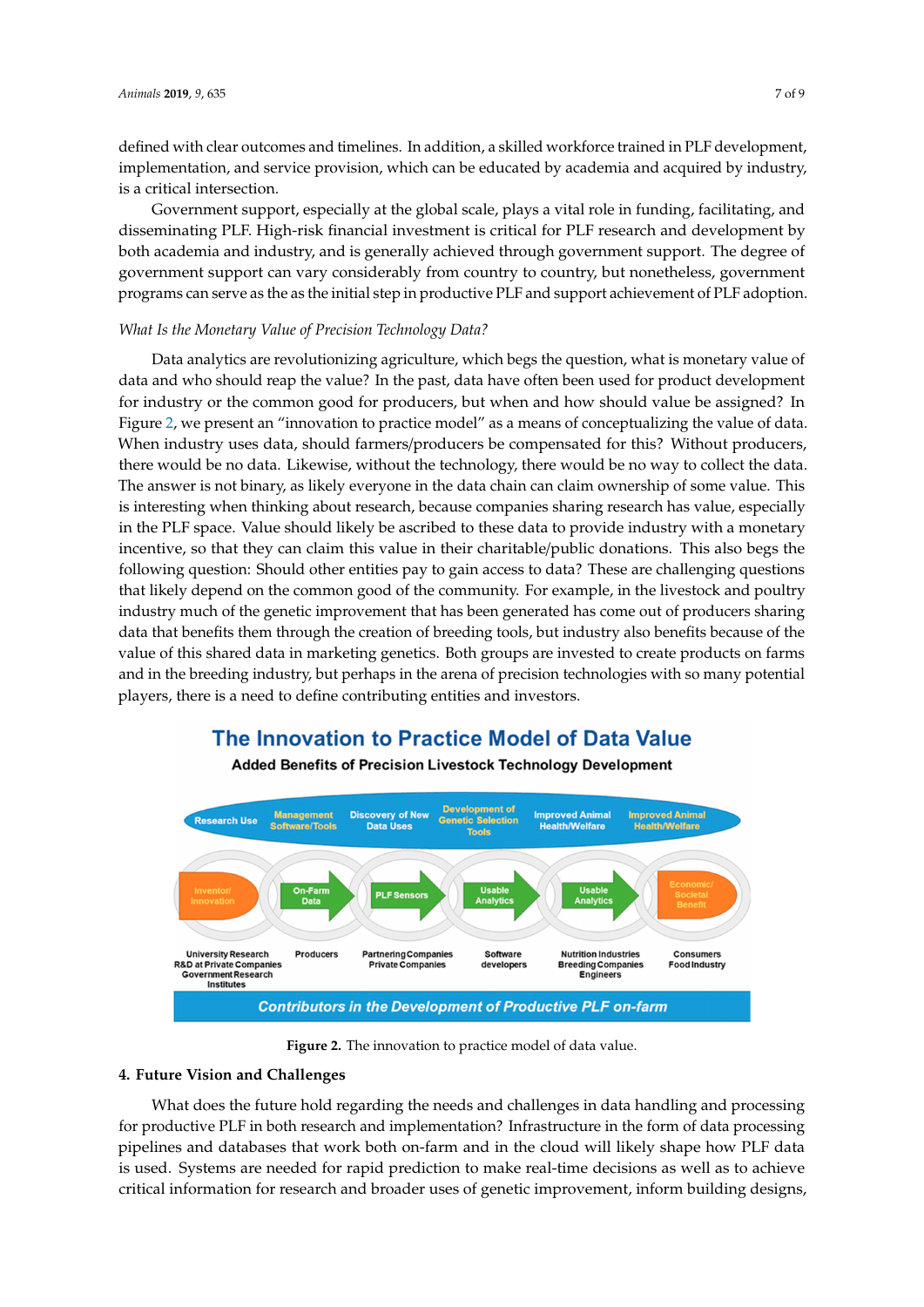defined with clear outcomes and timelines. In addition, a skilled workforce trained in PLF development, implementation, and service provision, which can be educated by academia and acquired by industry, is a critical intersection.

Government support, especially at the global scale, plays a vital role in funding, facilitating, and disseminating PLF. High-risk financial investment is critical for PLF research and development by both academia and industry, and is generally achieved through government support. The degree of government support can vary considerably from country to country, but nonetheless, government programs can serve as the as the initial step in productive PLF and support achievement of PLF adoption.

*What Is the Monetary Value of Precision Technology Data?*

Data analytics are revolutionizing agriculture, which begs the question, what is monetary value of data and who should reap the value? In the past, data have often been used for product development for industry or the common good for producers, but when and how should value be assigned? In Figure 2, we present an "innovation to practice model" as a means of conceptualizing the value of data. When industry uses data, should farmers/producers be compensated for this? Without producers, there would be no data. Likewise, without the technology, there would be no way to collect the data. The answer is not binary, as likely everyone in the data chain can claim ownership of some value. This is interesting when thinking about research, because companies sharing research has value, especially in the PLF space. Value should likely be ascribed to these data to provide industry with a monetary incentive, so that they can claim this value in their charitable/public donations. This also begs the following question: Should other entities pay to gain access to data? These are challenging questions that likely depend on the common good of the community. For example, in the livestock and poultry industry much of the genetic improvement that has been generated has come out of producers sharing data that benefits them through the creation of breeding tools, but industry also benefits because of the value of this shared data in marketing genetics. Both groups are invested to create products on farms and in the breeding industry, but perhaps in the arena of precision technologies with so many potential players, there is a need to define contributing entities and investors.

**Figure 2.** The innovation to practice model of data value.

## 4. Future Vision and Challenges

What does the future hold regarding the needs and challenges in data handling and processing for productive PLF in both research and implementation? Infrastructure in the form of data processing pipelines and databases that work both on-farm and in the cloud will likely shape how PLF data is used. Systems are needed for rapid prediction to make real-time decisions as well as to achieve critical information for research and broader uses of genetic improvement, inform building designs,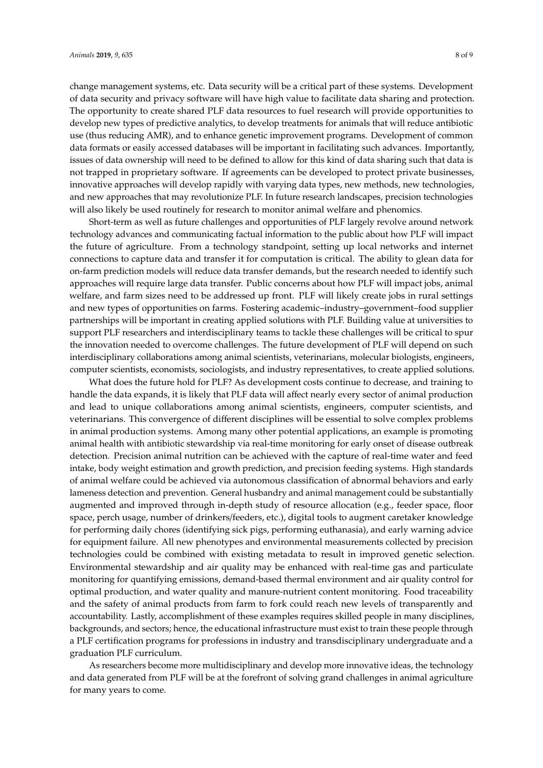change management systems, etc. Data security will be a critical part of these systems. Development of data security and privacy software will have high value to facilitate data sharing and protection. The opportunity to create shared PLF data resources to fuel research will provide opportunities to develop new types of predictive analytics, to develop treatments for animals that will reduce antibiotic use (thus reducing AMR), and to enhance genetic improvement programs. Development of common data formats or easily accessed databases will be important in facilitating such advances. Importantly, issues of data ownership will need to be defined to allow for this kind of data sharing such that data is not trapped in proprietary software. If agreements can be developed to protect private businesses, innovative approaches will develop rapidly with varying data types, new methods, new technologies, and new approaches that may revolutionize PLF. In future research landscapes, precision technologies will also likely be used routinely for research to monitor animal welfare and phenomics.

Short-term as well as future challenges and opportunities of PLF largely revolve around network technology advances and communicating factual information to the public about how PLF will impact the future of agriculture. From a technology standpoint, setting up local networks and internet connections to capture data and transfer it for computation is critical. The ability to glean data for on-farm prediction models will reduce data transfer demands, but the research needed to identify such approaches will require large data transfer. Public concerns about how PLF will impact jobs, animal welfare, and farm sizes need to be addressed up front. PLF will likely create jobs in rural settings and new types of opportunities on farms. Fostering academic–industry–government–food supplier partnerships will be important in creating applied solutions with PLF. Building value at universities to support PLF researchers and interdisciplinary teams to tackle these challenges will be critical to spur the innovation needed to overcome challenges. The future development of PLF will depend on such interdisciplinary collaborations among animal scientists, veterinarians, molecular biologists, engineers, computer scientists, economists, sociologists, and industry representatives, to create applied solutions.

What does the future hold for PLF? As development costs continue to decrease, and training to handle the data expands, it is likely that PLF data will affect nearly every sector of animal production and lead to unique collaborations among animal scientists, engineers, computer scientists, and veterinarians. This convergence of different disciplines will be essential to solve complex problems in animal production systems. Among many other potential applications, an example is promoting animal health with antibiotic stewardship via real-time monitoring for early onset of disease outbreak detection. Precision animal nutrition can be achieved with the capture of real-time water and feed intake, body weight estimation and growth prediction, and precision feeding systems. High standards of animal welfare could be achieved via autonomous classification of abnormal behaviors and early lameness detection and prevention. General husbandry and animal management could be substantially augmented and improved through in-depth study of resource allocation (e.g., feeder space, floor space, perch usage, number of drinkers/feeders, etc.), digital tools to augment caretaker knowledge for performing daily chores (identifying sick pigs, performing euthanasia), and early warning advice for equipment failure. All new phenotypes and environmental measurements collected by precision technologies could be combined with existing metadata to result in improved genetic selection. Environmental stewardship and air quality may be enhanced with real-time gas and particulate monitoring for quantifying emissions, demand-based thermal environment and air quality control for optimal production, and water quality and manure-nutrient content monitoring. Food traceability and the safety of animal products from farm to fork could reach new levels of transparently and accountability. Lastly, accomplishment of these examples requires skilled people in many disciplines, backgrounds, and sectors; hence, the educational infrastructure must exist to train these people through a PLF certification programs for professions in industry and transdisciplinary undergraduate and a graduation PLF curriculum.

As researchers become more multidisciplinary and develop more innovative ideas, the technology and data generated from PLF will be at the forefront of solving grand challenges in animal agriculture for many years to come.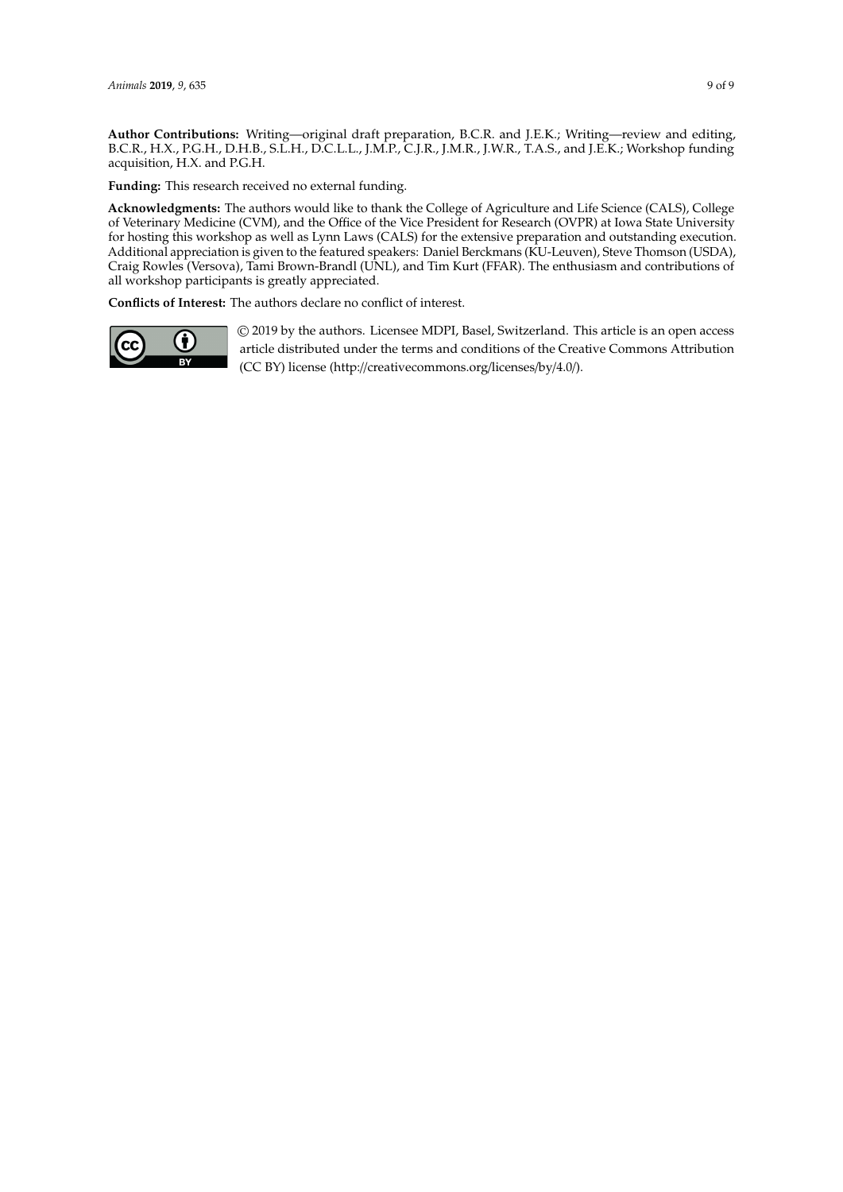**Author Contributions:** Writing—original draft preparation, B.C.R. and J.E.K.; Writing—review and editing, B.C.R., H.X., P.G.H., D.H.B., S.L.H., D.C.L.L., J.M.P., C.J.R., J.M.R., J.W.R., T.A.S., and J.E.K.; Workshop funding acquisition, H.X. and P.G.H.

**Funding:** This research received no external funding.

**Acknowledgments:** The authors would like to thank the College of Agriculture and Life Science (CALS), College of Veterinary Medicine (CVM), and the Office of the Vice President for Research (OVPR) at Iowa State University for hosting this workshop as well as Lynn Laws (CALS) for the extensive preparation and outstanding execution. Additional appreciation is given to the featured speakers: Daniel Berckmans (KU-Leuven), Steve Thomson (USDA), Craig Rowles (Versova), Tami Brown-Brandl (UNL), and Tim Kurt (FFAR). The enthusiasm and contributions of all workshop participants is greatly appreciated.

**Conflicts of Interest:** The authors declare no conflict of interest.

© 2019 by the authors. Licensee MDPI, Basel, Switzerland. This article is an open access article distributed under the terms and conditions of the Creative Commons Attribution (CC BY) license (http://creativecommons.org/licenses/by/4.0/).